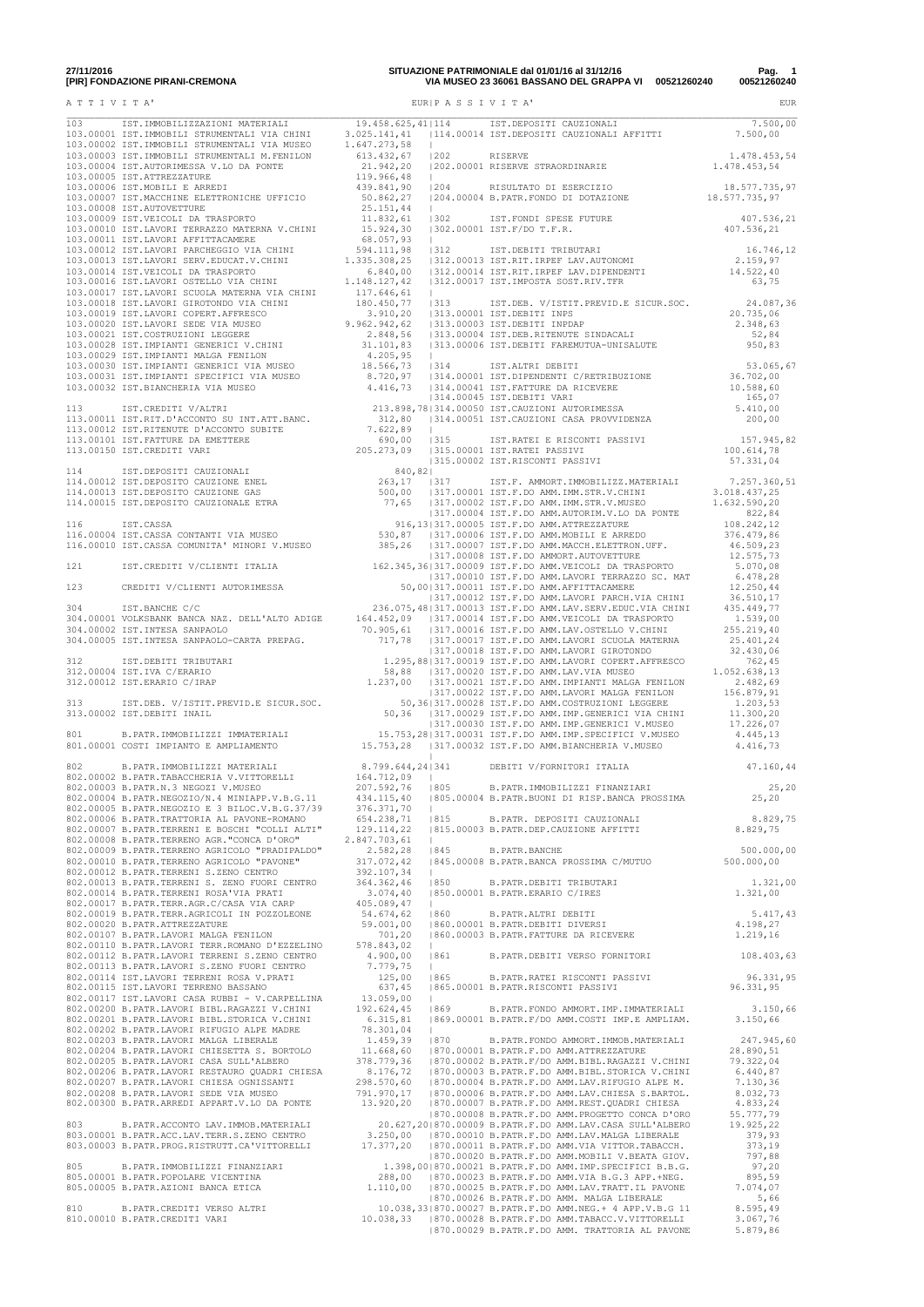## A T T I V I T A' (EUR)

| Conto | Descrizione | Importo | Totale |
|---|---|---|---|
| 103 | IST.IMMOBILIZZAZIONI MATERIALI | | 19.458.625,41 |
| 103.00001 | IST.IMMOBILI STRUMENTALI VIA CHINI | 3.025.141,41 | |
| 103.00002 | IST.IMMOBILI STRUMENTALI VIA MUSEO | 1.647.273,58 | |
| 103.00003 | IST.IMMOBILI STRUMENTALI M.FENILON | 613.432,67 | |
| 103.00004 | IST.AUTORIMESSA V.LO DA PONTE | 21.942,20 | |
| 103.00005 | IST.ATTREZZATURE | 119.966,48 | |
| 103.00006 | IST.MOBILI E ARREDI | 439.841,90 | |
| 103.00007 | IST.MACCHINE ELETTRONICHE UFFICIO | 50.862,27 | |
| 103.00008 | IST.AUTOVETTURE | 25.151,44 | |
| 103.00009 | IST.VEICOLI DA TRASPORTO | 11.832,61 | |
| 103.00010 | IST.LAVORI TERRAZZO MATERNA V.CHINI | 15.924,30 | |
| 103.00011 | IST.LAVORI AFFITTACAMERE | 68.057,93 | |
| 103.00012 | IST.LAVORI PARCHEGGIO VIA CHINI | 594.111,98 | |
| 103.00013 | IST.LAVORI SERV.EDUCAT.V.CHINI | 1.335.308,25 | |
| 103.00014 | IST.VEICOLI DA TRASPORTO | 6.840,00 | |
| 103.00016 | IST.LAVORI OSTELLO VIA CHINI | 1.148.127,42 | |
| 103.00017 | IST.LAVORI SCUOLA MATERNA VIA CHINI | 117.646,61 | |
| 103.00018 | IST.LAVORI GIROTONDO VIA CHINI | 180.450,77 | |
| 103.00019 | IST.LAVORI COPERT.AFFRESCO | 3.910,20 | |
| 103.00020 | IST.LAVORI SEDE VIA MUSEO | 9.962.942,62 | |
| 103.00021 | IST.COSTRUZIONI LEGGERE | 2.848,56 | |
| 103.00028 | IST.IMPIANTI GENERICI V.CHINI | 31.101,83 | |
| 103.00029 | IST.IMPIANTI MALGA FENILON | 4.205,95 | |
| 103.00030 | IST.IMPIANTI GENERICI VIA MUSEO | 18.566,73 | |
| 103.00031 | IST.IMPIANTI SPECIFICI VIA MUSEO | 8.720,97 | |
| 103.00032 | IST.BIANCHERIA VIA MUSEO | 4.416,73 | |
| 113 | IST.CREDITI V/ALTRI | | 213.898,78 |
| 113.00011 | IST.RIT.D'ACCONTO SU INT.ATT.BANC. | 312,80 | |
| 113.00012 | IST.RITENUTE D'ACCONTO SUBITE | 7.622,89 | |
| 113.00101 | IST.FATTURE DA EMETTERE | 690,00 | |
| 113.00150 | IST.CREDITI VARI | 205.273,09 | |
| 114 | IST.DEPOSITI CAUZIONALI | | 840,82 |
| 114.00012 | IST.DEPOSITO CAUZIONE ENEL | 263,17 | |
| 114.00013 | IST.DEPOSITO CAUZIONE GAS | 500,00 | |
| 114.00015 | IST.DEPOSITO CAUZIONALE ETRA | 77,65 | |
| 116 | IST.CASSA | | 916,13 |
| 116.00004 | IST.CASSA CONTANTI VIA MUSEO | 530,87 | |
| 116.00010 | IST.CASSA COMUNITA' MINORI V.MUSEO | 385,26 | |
| 121 | IST.CREDITI V/CLIENTI ITALIA | | 162.345,36 |
| 123 | CREDITI V/CLIENTI AUTORIMESSA | | 50,00 |
| 304 | IST.BANCHE C/C | | 236.075,48 |
| 304.00001 | VOLKSBANK BANCA NAZ. DELL'ALTO ADIGE | 164.452,09 | |
| 304.00002 | IST.INTESA SANPAOLO | 70.905,61 | |
| 304.00005 | IST.INTESA SANPAOLO-CARTA PREPAG. | 717,78 | |
| 312 | IST.DEBITI TRIBUTARI | | 1.295,88 |
| 312.00004 | IST.IVA C/ERARIO | 58,88 | |
| 312.00012 | IST.ERARIO C/IRAP | 1.237,00 | |
| 313 | IST.DEB. V/ISTIT.PREVID.E SICUR.SOC. | | 50,36 |
| 313.00002 | IST.DEBITI INAIL | 50,36 | |
| 801 | B.PATR.IMMOBILIZZI IMMATERIALI | | 15.753,28 |
| 801.00001 | COSTI IMPIANTO E AMPLIAMENTO | 15.753,28 | |
| 802 | B.PATR.IMMOBILIZZI MATERIALI | | 8.799.644,24 |
| 802.00002 | B.PATR.TABACCHERIA V.VITTORELLI | 164.712,09 | |
| 802.00003 | B.PATR.N.3 NEGOZI V.MUSEO | 207.592,76 | |
| 802.00004 | B.PATR.NEGOZIO/N.4 MINIAPP.V.B.G.11 | 434.115,40 | |
| 802.00005 | B.PATR.NEGOZIO E 3 BILOC.V.B.G.37/39 | 376.371,70 | |
| 802.00006 | B.PATR.TRATTORIA AL PAVONE-ROMANO | 654.238,71 | |
| 802.00007 | B.PATR.TERRENI E BOSCHI "COLLI ALTI" | 129.114,22 | |
| 802.00008 | B.PATR.TERRENO AGR."CONCA D'ORO" | 2.847.703,61 | |
| 802.00009 | B.PATR.TERRENO AGRICOLO "PRADIPALDO" | 2.582,28 | |
| 802.00010 | B.PATR.TERRENO AGRICOLO "PAVONE" | 317.072,42 | |
| 802.00012 | B.PATR.TERRENI S.ZENO CENTRO | 392.107,34 | |
| 802.00013 | B.PATR.TERRENI S. ZENO FUORI CENTRO | 364.362,46 | |
| 802.00014 | B.PATR.TERRENI ROSA'VIA PRATI | 3.074,40 | |
| 802.00017 | B.PATR.TERR.AGR.C/CASA VIA CARP | 405.089,47 | |
| 802.00019 | B.PATR.TERR.AGRICOLI IN POZZOLEONE | 54.674,62 | |
| 802.00020 | B.PATR.ATTREZZATURE | 59.001,00 | |
| 802.00107 | B.PATR.LAVORI MALGA FENILON | 701,20 | |
| 802.00110 | B.PATR.LAVORI TERR.ROMANO D'EZZELINO | 578.843,02 | |
| 802.00112 | B.PATR.LAVORI TERRENI S.ZENO CENTRO | 4.900,00 | |
| 802.00113 | B.PATR.LAVORI S.ZENO FUORI CENTRO | 7.779,75 | |
| 802.00114 | IST.LAVORI TERRENI ROSA V.PRATI | 125,00 | |
| 802.00115 | IST.LAVORI TERRENO BASSANO | 637,45 | |
| 802.00117 | IST.LAVORI CASA RUBBI - V.CARPELLINA | 13.059,00 | |
| 802.00200 | B.PATR.LAVORI BIBL.RAGAZZI V.CHINI | 192.624,45 | |
| 802.00201 | B.PATR.LAVORI BIBL.STORICA V.CHINI | 6.315,81 | |
| 802.00202 | B.PATR.LAVORI RIFUGIO ALPE MADRE | 78.301,04 | |
| 802.00203 | B.PATR.LAVORI MALGA LIBERALE | 1.459,39 | |
| 802.00204 | B.PATR.LAVORI CHIESETTA S. BORTOLO | 11.668,60 | |
| 802.00205 | B.PATR.LAVORI CASA SULL'ALBERO | 378.779,36 | |
| 802.00206 | B.PATR.LAVORI RESTAURO QUADRI CHIESA | 8.176,72 | |
| 802.00207 | B.PATR.LAVORI CHIESA OGNISSANTI | 298.570,60 | |
| 802.00208 | B.PATR.LAVORI SEDE VIA MUSEO | 791.970,17 | |
| 802.00300 | B.PATR.ARREDI APPART.V.LO DA PONTE | 13.920,20 | |
| 803 | B.PATR.ACCONTO LAV.IMMOB.MATERIALI | | 20.627,20 |
| 803.00001 | B.PATR.ACC.LAV.TERR.S.ZENO CENTRO | 3.250,00 | |
| 803.00003 | B.PATR.PROG.RISTRUTT.CA'VITTORELLI | 17.377,20 | |
| 805 | B.PATR.IMMOBILIZZI FINANZIARI | | 1.398,00 |
| 805.00001 | B.PATR.POPOLARE VICENTINA | 288,00 | |
| 805.00005 | B.PATR.AZIONI BANCA ETICA | 1.110,00 | |
| 810 | B.PATR.CREDITI VERSO ALTRI | | 10.038,33 |
| 810.00010 | B.PATR.CREDITI VARI | 10.038,33 | |

## P A S S I V I T A' (EUR)

| Conto | Descrizione | Importo | Totale |
|---|---|---|---|
| 114 | IST.DEPOSITI CAUZIONALI | | 7.500,00 |
| 114.00014 | IST.DEPOSITI CAUZIONALI AFFITTI | 7.500,00 | |
| 202 | RISERVE | | 1.478.453,54 |
| 202.00001 | RISERVE STRAORDINARIE | 1.478.453,54 | |
| 204 | RISULTATO DI ESERCIZIO | | 18.577.735,97 |
| 204.00004 | B.PATR.FONDO DI DOTAZIONE | 18.577.735,97 | |
| 302 | IST.FONDI SPESE FUTURE | | 407.536,21 |
| 302.00001 | IST.F/DO T.F.R. | 407.536,21 | |
| 312 | IST.DEBITI TRIBUTARI | | 16.746,12 |
| 312.00013 | IST.RIT.IRPEF LAV.AUTONOMI | 2.159,97 | |
| 312.00014 | IST.RIT.IRPEF LAV.DIPENDENTI | 14.522,40 | |
| 312.00017 | IST.IMPOSTA SOST.RIV.TFR | 63,75 | |
| 313 | IST.DEB. V/ISTIT.PREVID.E SICUR.SOC. | | 24.087,36 |
| 313.00001 | IST.DEBITI INPS | 20.735,06 | |
| 313.00003 | IST.DEBITI INPDAP | 2.348,63 | |
| 313.00004 | IST.DEB.RITENUTE SINDACALI | 52,84 | |
| 313.00006 | IST.DEBITI FAREMUTUA-UNISALUTE | 950,83 | |
| 314 | IST.ALTRI DEBITI | | 53.065,67 |
| 314.00001 | IST.DIPENDENTI C/RETRIBUZIONE | 36.702,00 | |
| 314.00041 | IST.FATTURE DA RICEVERE | 10.588,60 | |
| 314.00045 | IST.DEBITI VARI | 165,07 | |
| 314.00050 | IST.CAUZIONI AUTORIMESSA | 5.410,00 | |
| 314.00051 | IST.CAUZIONI CASA PROVVIDENZA | 200,00 | |
| 315 | IST.RATEI E RISCONTI PASSIVI | | 157.945,82 |
| 315.00001 | IST.RATEI PASSIVI | 100.614,78 | |
| 315.00002 | IST.RISCONTI PASSIVI | 57.331,04 | |
| 317 | IST.F. AMMORT.IMMOBILIZZ.MATERIALI | | 7.257.360,51 |
| 317.00001 | IST.F.DO AMM.IMM.STR.V.CHINI | 3.018.437,25 | |
| 317.00002 | IST.F.DO AMM.IMM.STR.V.MUSEO | 1.632.590,20 | |
| 317.00004 | IST.F.DO AMM.AUTORIM.V.LO DA PONTE | 822,84 | |
| 317.00005 | IST.F.DO AMM.ATTREZZATURE | 108.242,12 | |
| 317.00006 | IST.F.DO AMM.MOBILI E ARREDO | 376.479,86 | |
| 317.00007 | IST.F.DO AMM.MACCH.ELETTRON.UFF. | 46.509,23 | |
| 317.00008 | IST.F.DO AMMORT.AUTOVETTURE | 12.575,73 | |
| 317.00009 | IST.F.DO AMM.VEICOLI DA TRASPORTO | 5.070,08 | |
| 317.00010 | IST.F.DO AMM.LAVORI TERRAZZO SC. MAT | 6.478,28 | |
| 317.00011 | IST.F.DO AMM.AFFITTACAMERE | 12.250,44 | |
| 317.00012 | IST.F.DO AMM.LAVORI PARCH.VIA CHINI | 36.510,17 | |
| 317.00013 | IST.F.DO AMM.LAV.SERV.EDUC.VIA CHINI | 435.449,77 | |
| 317.00014 | IST.F.DO AMM.VEICOLI DA TRASPORTO | 1.539,00 | |
| 317.00016 | IST.F.DO AMM.LAV.OSTELLO V.CHINI | 255.219,40 | |
| 317.00017 | IST.F.DO AMM.LAVORI SCUOLA MATERNA | 25.401,24 | |
| 317.00018 | IST.F.DO AMM.LAVORI GIROTONDO | 32.430,06 | |
| 317.00019 | IST.F.DO AMM.LAVORI COPERT.AFFRESCO | 762,45 | |
| 317.00020 | IST.F.DO AMM.LAV.VIA MUSEO | 1.052.638,13 | |
| 317.00021 | IST.F.DO AMM.IMPIANTI MALGA FENILON | 2.482,69 | |
| 317.00022 | IST.F.DO AMM.LAVORI MALGA FENILON | 156.879,91 | |
| 317.00028 | IST.F.DO AMM.COSTRUZIONI LEGGERE | 1.203,53 | |
| 317.00029 | IST.F.DO AMM.IMP.GENERICI VIA CHINI | 11.300,20 | |
| 317.00030 | IST.F.DO AMM.IMP.GENERICI V.MUSEO | 17.226,07 | |
| 317.00031 | IST.F.DO AMM.IMP.SPECIFICI V.MUSEO | 4.445,13 | |
| 317.00032 | IST.F.DO AMM.BIANCHERIA V.MUSEO | 4.416,73 | |
| 341 | DEBITI V/FORNITORI ITALIA | | 47.160,44 |
| 805 | B.PATR.IMMOBILIZZI FINANZIARI | | 25,20 |
| 805.00004 | B.PATR.BUONI DI RISP.BANCA PROSSIMA | 25,20 | |
| 815 | B.PATR. DEPOSITI CAUZIONALI | | 8.829,75 |
| 815.00003 | B.PATR.DEP.CAUZIONE AFFITTI | 8.829,75 | |
| 845 | B.PATR.BANCHE | | 500.000,00 |
| 845.00008 | B.PATR.BANCA PROSSIMA C/MUTUO | 500.000,00 | |
| 850 | B.PATR.DEBITI TRIBUTARI | | 1.321,00 |
| 850.00001 | B.PATR.ERARIO C/IRES | 1.321,00 | |
| 860 | B.PATR.ALTRI DEBITI | | 5.417,43 |
| 860.00001 | B.PATR.DEBITI DIVERSI | 4.198,27 | |
| 860.00003 | B.PATR.FATTURE DA RICEVERE | 1.219,16 | |
| 861 | B.PATR.DEBITI VERSO FORNITORI | | 108.403,63 |
| 865 | B.PATR.RATEI RISCONTI PASSIVI | | 96.331,95 |
| 865.00001 | B.PATR.RISCONTI PASSIVI | 96.331,95 | |
| 869 | B.PATR.FONDO AMMORT.IMP.IMMATERIALI | | 3.150,66 |
| 869.00001 | B.PATR.F/DO AMM.COSTI IMP.E AMPLIAM. | 3.150,66 | |
| 870 | B.PATR.FONDO AMMORT.IMMOB.MATERIALI | | 247.945,60 |
| 870.00001 | B.PATR.F.DO AMM.ATTREZZATURE | 28.890,51 | |
| 870.00002 | B.PATR.F/DO AMM.BIBL.RAGAZZI V.CHINI | 79.322,04 | |
| 870.00003 | B.PATR.F.DO AMM.BIBL.STORICA V.CHINI | 6.460,87 | |
| 870.00004 | B.PATR.F.DO AMM.LAV.RIFUGIO ALPE M. | 7.130,36 | |
| 870.00006 | B.PATR.F.DO AMM.LAV.CHIESA S.BARTOL. | 8.032,73 | |
| 870.00007 | B.PATR.F.DO AMM.REST.QUADRI CHIESA | 4.833,24 | |
| 870.00008 | B.PATR.F.DO AMM.PROGETTO CONCA D'ORO | 55.777,79 | |
| 870.00009 | B.PATR.F.DO AMM.LAV.CASA SULL'ALBERO | 19.925,22 | |
| 870.00010 | B.PATR.F.DO AMM.LAV.MALGA LIBERALE | 379,93 | |
| 870.00011 | B.PATR.F.DO AMM.VIA VITTOR.TABACCH. | 373,19 | |
| 870.00020 | B.PATR.F.DO AMM.MOBILI V.BEATA GIOV. | 797,88 | |
| 870.00021 | B.PATR.F.DO AMM.IMP.SPECIFICI B.B.G. | 97,20 | |
| 870.00023 | B.PATR.F.DO AMM.VIA B.G.3 APP.+NEG. | 895,59 | |
| 870.00025 | B.PATR.F.DO AMM.LAV.TRATT.IL PAVONE | 7.074,07 | |
| 870.00026 | B.PATR.F.DO AMM. MALGA LIBERALE | 5,66 | |
| 870.00027 | B.PATR.F.DO AMM.NEG.+ 4 APP.V.B.G 11 | 8.595,49 | |
| 870.00028 | B.PATR.F.DO AMM.TABACC.V.VITTORELLI | 3.067,76 | |
| 870.00029 | B.PATR.F.DO AMM. TRATTORIA AL PAVONE | 5.879,86 | |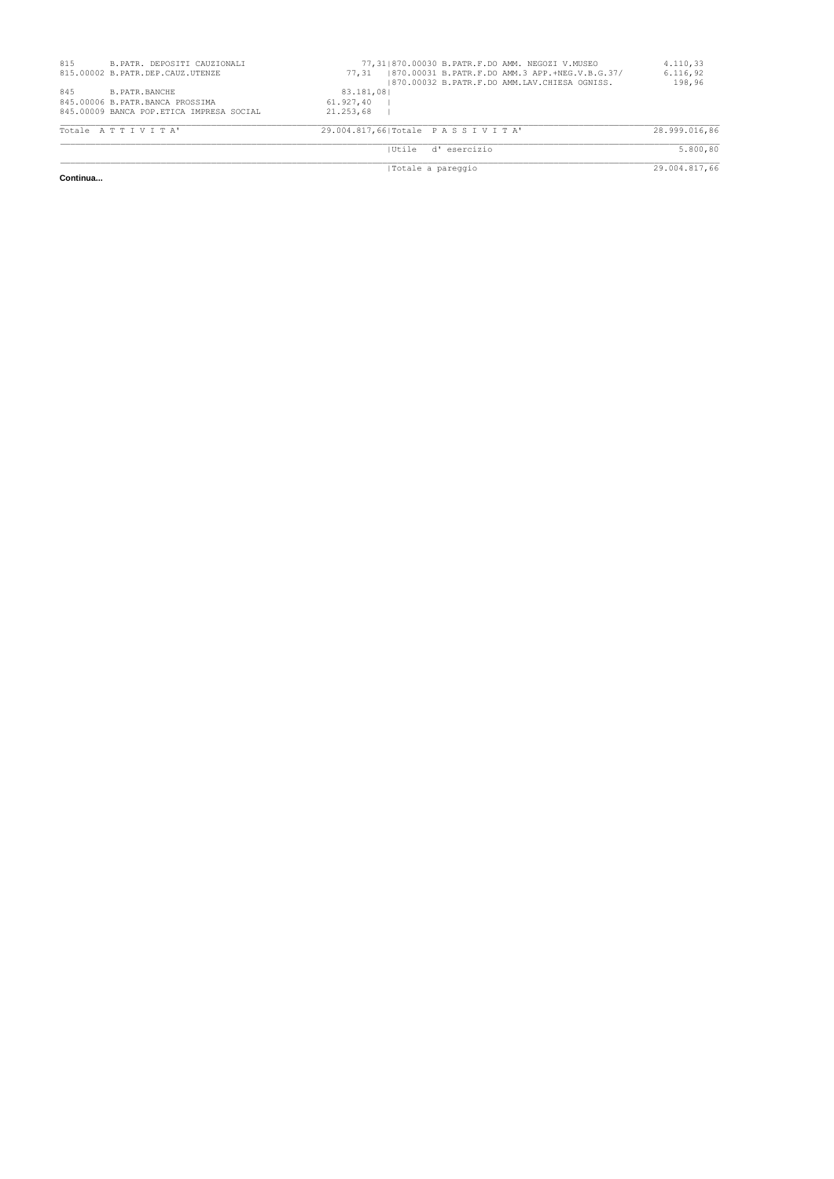| Conto | Descrizione | Importo | Conto | Descrizione | Importo |
|---|---|---|---|---|---|
| 815 | B.PATR. DEPOSITI CAUZIONALI | 77,31 | 870.00030 | B.PATR.F.DO AMM. NEGOZI V.MUSEO | 4.110,33 |
| 815.00002 | B.PATR.DEP.CAUZ.UTENZE | 77,31 | 870.00031 | B.PATR.F.DO AMM.3 APP.+NEG.V.B.G.37/ | 6.116,92 |
| | | | 870.00032 | B.PATR.F.DO AMM.LAV.CHIESA OGNISS. | 198,96 |
| 845 | B.PATR.BANCHE | 83.181,08 | | | |
| 845.00006 | B.PATR.BANCA PROSSIMA | 61.927,40 | | | |
| 845.00009 | BANCA POP.ETICA IMPRESA SOCIAL | 21.253,68 | | | |
| | Totale A T T I V I T A' | 29.004.817,66 | | Totale P A S S I V I T A' | 28.999.016,86 |
| | | | | Utile d' esercizio | 5.800,80 |
| | | | | Totale a pareggio | 29.004.817,66 |

**Continua...**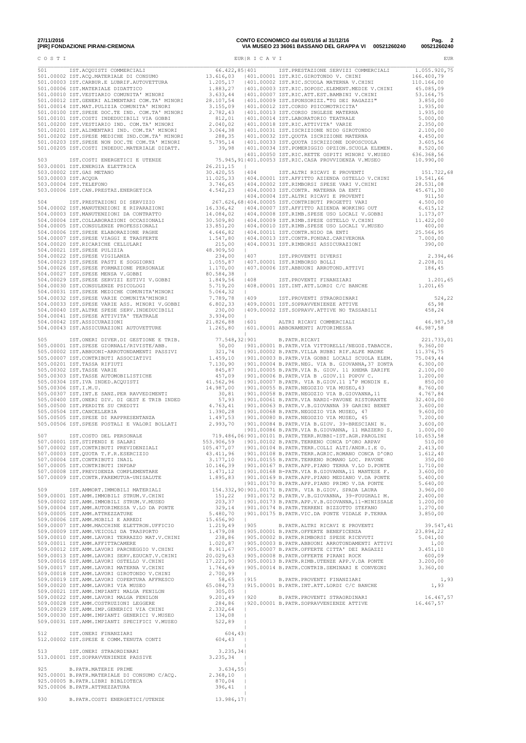**27/11/2016**
**[PIR] FONDAZIONE PIRANI-CREMONA**

**CONTO ECONOMICO dal 01/01/16 al 31/12/16**
**VIA MUSEO 23 36061 BASSANO DEL GRAPPA VI 00521260240**

| C O S T I | | EUR | R I C A V I | | EUR |
|---|---|---|---|---|---|
| 501 | IST.ACQUISTI COMMERCIALI | 66.422,85 | 401 | IST.PRESTAZIONE SERVIZI COMMERCIALI | 1.055.920,75 |
| 501.00002 | IST.ACQ.MATERIALE DI CONSUMO | 13.616,03 | 401.00001 | IST.RIC.GIROTONDO V. CHINI | 166.400,79 |
| 501.00003 | IST.CARBUR.E LUBRIF.AUTOVETTURA | 1.205,17 | 401.00002 | IST.RIC.SCUOLA MATERNA V.CHINI | 110.166,00 |
| 501.00006 | IST.MATERIALE DIDATTICO | 1.883,27 | 401.00003 | IST.RIC.DOPOSC.ELEMENT.MEDIE V.CHINI | 45.085,09 |
| 501.00010 | IST.VESTIARIO COMUNITA' MINORI | 3.633,44 | 401.00007 | IST.RIC.ATT.EST.BAMBINI V.CHINI | 53.164,75 |
| 501.00012 | IST.GENERI ALIMENTARI COM.TA' MINORI | 28.107,54 | 401.00009 | IST.SPONSORIZZ."TG DEI RAGAZZI" | 3.850,00 |
| 501.00014 | IST.MAT.PULIZIA COMUNITA' MINORI | 3.155,09 | 401.00012 | IST.CORSO PSICOMOTRICITA' | 1.935,00 |
| 501.00100 | IST.SPESE DOC.TE IND. COM.TA' MINORI | 2.782,43 | 401.00013 | IST.CORSO INGLESE MATERNA | 1.935,00 |
| 501.00101 | IST.COSTI INDEDUCIBILI VIA GOBBI | 812,01 | 401.00014 | IST.LABORATORIO TEATRALE | 5.000,00 |
| 501.00200 | IST.VESTIARIO IND. COM.TA' MINORI | 2.040,02 | 401.00018 | IST.RIC.ATTIVITA' VARIE | 2.350,00 |
| 501.00201 | IST.ALIMENTARI IND. COM.TA' MINORI | 3.064,38 | 401.00031 | IST.ISCRIZIONE NIDO GIROTONDO | 2.100,00 |
| 501.00202 | IST.SPESE MEDICHE IND.COM.TA' MINORI | 288,35 | 401.00032 | IST.QUOTA ISCRIZIONE MATERNA | 4.450,00 |
| 501.00203 | IST.SPESE NON DOC.TE COM.TA' MINORI | 5.795,14 | 401.00033 | IST.QUOTA ISCRIZIONE DOPOSCUOLA | 3.605,56 |
| 501.00205 | IST.COSTI INDEDUC.MATERIALE DIDATT. | 39,98 | 401.00034 | IST.POMERIGGIO OPZION.SCUOLA ELEMEN. | 8.520,00 |
| | | | 401.00050 | IST.RIC.RETTE OSPITI MINORI V.MUSEO | 636.368,56 |
| 503 | IST.COSTI ENERGETICI E UTENZE | 75.945,91 | 401.00053 | IST.RIC.CASA PROVVIDENZA V.MUSEO | 10.990,00 |
| 503.00001 | IST.ENERGIA ELETTRICA | 26.211,15 | | | |
| 503.00002 | IST.GAS METANO | 30.420,55 | 404 | IST.ALTRI RICAVI E PROVENTI | 151.722,68 |
| 503.00003 | IST.ACQUA | 11.025,33 | 404.00001 | IST.AFFITTO AZIENDA OSTELLO V.CHINI | 19.541,66 |
| 503.00004 | IST.TELEFONO | 3.746,65 | 404.00002 | IST.RIMBORSI SPESE VARI V.CHINI | 28.531,08 |
| 503.00006 | IST.CAN.PRESTAZ.ENERGETICA | 4.542,23 | 404.00003 | IST.CONTR. MATERNA DA ENTI | 45.671,30 |
| | | | 404.00004 | IST.ALTRI RICAVI E PROVENTI | 911,50 |
| 504 | IST.PRESTAZIONI DI SERVIZIO | 267.626,68 | 404.00005 | IST.CONTRIBUTI PROGETTI VARI | 4.500,00 |
| 504.00002 | IST.MANUTENZIONI E RIPARAZIONI | 16.336,42 | 404.00007 | IST.AFFITTO AZIENDA WORKING OUT | 6.615,12 |
| 504.00003 | IST.MANUTENZIONI DA CONTRATTO | 14.084,02 | 404.00008 | IST.RIMB.SPESE USO LOCALI V.GOBBI | 1.173,07 |
| 504.00004 | IST.COLLABORAZIONI OCCASIONALI | 30.509,80 | 404.00009 | IST.RIMB.SPESE OSTELLO V.CHINI | 11.422,00 |
| 504.00005 | IST.CONSULENZE PROFESSIONALI | 13.851,20 | 404.00010 | IST.RIMB.SPESE USO LOCALI V.MUSEO | 400,00 |
| 504.00006 | IST.SPESE ELABORAZIONE PAGHE | 4.646,82 | 404.00011 | IST.CONTR.NIDO DA ENTI | 25.566,95 |
| 504.00007 | IST.SPESE VIAGGI E TRASFERTE | 1.547,80 | 404.00013 | IST.CONTR.FONDAZ.CARIVERONA | 7.000,00 |
| 504.00020 | IST.RICARICHE CELLULARI | 215,00 | 404.00031 | IST.RIMBORSI ASSICURAZIONI | 390,00 |
| 504.00021 | IST.SPESE PULIZIA | 48.909,50 | | | |
| 504.00022 | IST.SPESE VIGILANZA | 234,00 | 407 | IST.PROVENTI DIVERSI | 2.394,46 |
| 504.00023 | IST.SPESE PASTI E SOGGIORNI | 1.055,87 | 407.00001 | IST.RIMBORSO BOLLI | 2.208,01 |
| 504.00026 | IST.SPESE FORMAZIONE PERSONALE | 1.170,00 | 407.00006 | IST.ABBUONI ARROTOND.ATTIVI | 186,45 |
| 504.00027 | IST.SPESE MENSA V.GOBBI | 80.584,38 | | | |
| 504.00029 | IST.SPESE SERVIZI ESTIVI V.GOBBI | 1.849,56 | 408 | IST.PROVENTI FINANZIARI | 1.201,65 |
| 504.00030 | IST.CONSULENZE PSICOLOGI | 5.719,20 | 408.00001 | IST.INT.ATT.LORDI C/C BANCHE | 1.201,65 |
| 504.00031 | IST.SPESE MEDICHE COMUNITA'MINORI | 5.064,32 | | | |
| 504.00032 | IST.SPESE VARIE COMUNITA'MINORI | 7.789,78 | 409 | IST.PROVENTI STRAORDINARI | 524,22 |
| 504.00033 | IST.SPESE VARIE ASS. MINORI V.GOBBI | 6.802,33 | 409.00001 | IST.SOPRAVVENIENZE ATTIVE | 65,98 |
| 504.00040 | IST.ALTRE SPESE SERV.INDEDUCIBILI | 230,00 | 409.00002 | IST.SOPRAVV.ATTIVE NO TASSABILI | 458,24 |
| 504.00041 | IST.SPESE ATTIVITA' TEATRALE | 3.934,00 | | | |
| 504.00042 | IST.ASSICURAZIONI | 21.826,88 | 601 | ALTRI RICAVI COMMERCIALI | 46.987,58 |
| 504.00043 | IST.ASSICURAZIONI AUTOVETTURE | 1.265,80 | 601.00001 | ABBONAMENTI AUTORIMESSA | 46.987,58 |
| 505 | IST.ONERI DIVER.DI GESTIONE E TRIB. | 77.548,32 | 901 | B.PATR.RICAVI | 221.733,01 |
| 505.00001 | IST.SPESE GIORNALI/RIVISTE/ABB. | 50,00 | 901.00001 | B.PATR.VIA VITTORELLI/NEGOZ.TABACCH. | 9.360,00 |
| 505.00002 | IST.ABBUONI-ARROTONDAMENTI PASSIVI | 321,74 | 901.00002 | B.PATR.VILLA RUBBI RIF.ALPE MADRE | 11.376,75 |
| 505.00007 | IST.CONTRIBUTI ASSOCIATIVI | 1.459,10 | 901.00003 | B.PATR.VIA GOBBI LOCALI SCUOLA ELEM. | 75.049,44 |
| 505.00201 | IST.TASSA RIFIUTI | 7.130,90 | 901.00004 | B.PATR.NEG. VIA B. GIOVANNA,37 ZONTA | 6.300,00 |
| 505.00302 | IST.TASSE VARIE | 845,87 | 901.00005 | B.PATR.VIA B. GIOV. 11 XHEMA ZARIFE | 2.100,00 |
| 505.00303 | IST.TASSE AUTOMOBILISTICHE | 457,09 | 901.00006 | B.PATR.VIA B .GIOV.11 POPOV C. | 1.200,00 |
| 505.00304 | IST.IVA INDED.ACQUISTI | 41.562,96 | 901.00007 | B.PATR. VIA B.GIOV.11 1°P MONDIN E. | 850,00 |
| 505.00306 | IST.I.M.U. | 14.987,00 | 901.00055 | B.PATR.NEGOZIO VIA MUSEO,43 | 8.760,00 |
| 505.00307 | IST.INT.E SANZ.PER RAVVEDIMENTI | 30,81 | 901.00058 | B.PATR.NEGOZIO VIA B.GIOVANNA,11 | 4.767,84 |
| 505.00400 | IST.ONERI DIV. DI GEST E TRIB INDED | 57,93 | 901.00061 | B.PATR.VIA NARDI-PAVONE RISTORANTE | 32.400,00 |
| 505.00500 | IST.PERDITE SU CREDITI | 4.763,41 | 901.00063 | B.PATR.V.B.GIOVANNA 39 GARINI BENET | 3.600,00 |
| 505.00504 | IST.CANCELLERIA | 1.390,28 | 901.00068 | B.PATR.NEGOZIO VIA MUSEO, 47 | 9.600,00 |
| 505.00505 | IST.SPESE DI RAPPRESENTANZA | 1.497,53 | 901.00080 | B.PATR.NEGOZIO VIA MUSEO, 45 | 7.200,00 |
| 505.00506 | IST.SPESE POSTALI E VALORI BOLLATI | 2.993,70 | 901.00084 | B.PATR.VIA B.GIOV. 39-BRESCIANI N. | 3.600,00 |
| | | | 901.00086 | B.PATR.VIA B.GIOVANNA, 11 MAZZERO S. | 1.000,00 |
| 507 | IST.COSTO DEL PERSONALE | 719.486,06 | 901.00101 | B.PATR.TERR.RUBBI-IST.AGR.PAROLINI | 10.653,58 |
| 507.00001 | IST.STIPENDI E SALARI | 553.906,59 | 901.00102 | B.PATR.TERRENO CONCA D'ORO ARPAV | 510,00 |
| 507.00002 | IST.CONTRIBUTI PREVIDENZIALI | 105.477,07 | 901.00104 | B.PATR.TERR.COLLI ALTI/ANDR.I.E O. | 2.413,00 |
| 507.00003 | IST.QUOTA T.F.R.ESERCIZIO | 43.411,96 | 901.00108 | B.PATR.TERR.AGRIC.ROMANO CONCA D'ORO | 1.612,40 |
| 507.00004 | IST.CONTRIBUTI INAIL | 3.177,10 | 901.00155 | B.PATR.TERRENO ROMANO LOC. PAVONE | 350,00 |
| 507.00005 | IST.CONTRIBUTI INPDAP | 10.146,39 | 901.00167 | B.PATR.APP.PIANO TERRA V.LO D.PONTE | 1.710,00 |
| 507.00008 | IST.PREVIDENZA COMPLEMENTARE | 1.471,12 | 901.00168 | B-PATR.VIA B.GIOVANNA,11 MANTESE F. | 3.600,00 |
| 507.00009 | IST.CONTR.FAREMUTUA-UNISALUTE | 1.895,83 | 901.00169 | B.PATR.APP.PIANO MEDIANO V.DA PONTE | 5.400,00 |
| | | | 901.00170 | B.PATR.APP.PIANO PRIMO V.DA PONTE | 5.640,00 |
| 509 | IST.AMMORT.IMMOBILI MATERIALI | 154.332,90 | 901.00171 | B.PATR. VIA B.GIOV. SPADA LAURA | 3.960,00 |
| 509.00001 | IST.AMM.IMMOBILI STRUM.V.CHINI | 151,22 | 901.00172 | B.PATR.V.B.GIOVANNA, 39-FOUGHALI M. | 2.400,00 |
| 509.00002 | IST.AMM.IMMOBILI STRUM.V.MUSEO | 203,37 | 901.00173 | B.PATR.APP.V.B.GIOVANNA,11-MINISSALE | 1.200,00 |
| 509.00004 | IST.AMM.AUTORIMESSA V.LO DA PONTE | 329,14 | 901.00174 | B.PATR.TERRENI BIZZOTTO STEFANO | 1.270,00 |
| 509.00005 | IST.AMM.ATTREZZATURE | 5.480,70 | 901.00175 | B.PATR.VIC.DA PONTE VIDALE P.TERRA | 3.850,00 |
| 509.00006 | IST.AMM.MOBILI E ARREDI | 15.656,90 | | | |
| 509.00007 | IST.AMM.MACCHINE ELETTRON.UFFICIO | 1.219,49 | 905 | B.PATR.ALTRI RICAVI E PROVENTI | 39.547,41 |
| 509.00009 | IST.AMM.VEICOLI DA TRASPORTO | 1.479,08 | 905.00001 | B.PATR.OFFERTE BENEFICENZA | 23.894,22 |
| 509.00010 | IST.AMM.LAVORI TERRAZZO MAT.V.CHINI | 238,86 | 905.00002 | B.PATR.RIMBORSI SPESE RICEVUTI | 5.041,00 |
| 509.00011 | IST.AMM.AFFITTACAMERE | 1.020,87 | 905.00003 | B.PATR.ABBUONI ARROTONDAMENTI ATTIVI | 1,00 |
| 509.00012 | IST.AMM.LAVORI PARCHEGGIO V.CHINI | 8.911,67 | 905.00007 | B.PATR.OFFERTE CITTA' DEI RAGAZZI | 3.451,10 |
| 509.00013 | IST.AMM.LAVORI SERV.EDUCAT.V.CHINI | 20.029,63 | 905.00008 | B.PATR.OFFERTE PIRANI ROCK | 600,09 |
| 509.00016 | IST.AMM.LAVORI OSTELLO V.CHINI | 17.221,90 | 905.00013 | B.PATR.RIMB.UTENZE APP.V.DA PONTE | 3.200,00 |
| 509.00017 | IST.AMM.LAVORI MATERNA V.CHINI | 1.764,69 | 905.00014 | B.PATR.CONTRIB.SEMINARI E CONVEGNI | 3.360,00 |
| 509.00018 | IST.AMM.LAVORI GIROTONDO V.CHINI | 2.700,99 | | | |
| 509.00019 | IST.AMM.LAVORI COPERTURA AFFRESCO | 58,65 | 915 | B.PATR.PROVENTI FINANZIARI | 1,93 |
| 509.00020 | IST.AMM.LAVORI VIA MUSEO | 65.084,73 | 915.00001 | B.PATR.INT.ATT.LORDI C/C BANCHE | 1,93 |
| 509.00021 | IST.AMM.IMPIANTI MALGA FENILON | 305,05 | | | |
| 509.00022 | IST.AMM.LAVORI MALGA FENILON | 9.201,49 | 920 | B.PATR.PROVENTI STRAORDINARI | 16.467,57 |
| 509.00028 | IST.AMM.COSTRUZIONI LEGGERE | 284,86 | 920.00001 | B.PATR.SOPRAVVENIENZE ATTIVE | 16.467,57 |
| 509.00029 | IST.AMM.IMP.GENERICI VIA CHINI | 2.332,64 | | | |
| 509.00030 | IST.AMM.IMPIANTI GENERICI V.MUSEO | 134,08 | | | |
| 509.00031 | IST.AMM.IMPIANTI SPECIFICI V.MUSEO | 522,89 | | | |
| 512 | IST.ONERI FINANZIARI | 604,43 | | | |
| 512.00002 | IST.SPESE E COMM.TENUTA CONTI | 604,43 | | | |
| 513 | IST.ONERI STRAORDINARI | 3.235,34 | | | |
| 513.00001 | IST.SOPRAVVENIENZE PASSIVE | 3.235,34 | | | |
| 925 | B.PATR.MATERIE PRIME | 3.634,55 | | | |
| 925.00001 | B.PATR.MATERIALE DI CONSUMO C/ACQ. | 2.368,10 | | | |
| 925.00005 | B.PATR.LIBRI BIBLIOTECA | 870,04 | | | |
| 925.00006 | B.PATR.ATTREZZATURA | 396,41 | | | |
| 930 | B.PATR.COSTI ENERGETICI/UTENZE | 13.986,17 | | | |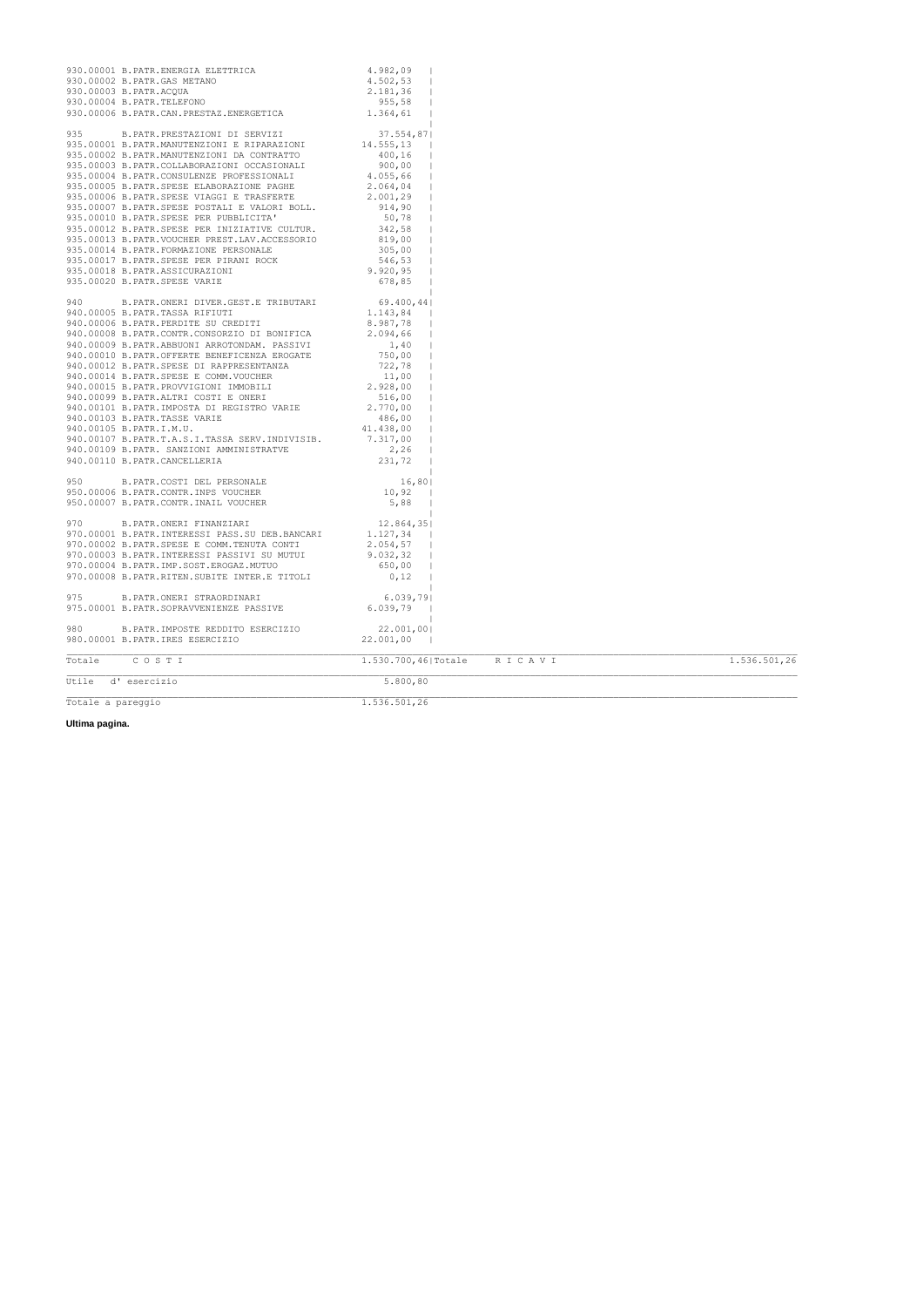| | | |
|---|---|---|
| 930.00001 | B.PATR.ENERGIA ELETTRICA | 4.982,09 |
| 930.00002 | B.PATR.GAS METANO | 4.502,53 |
| 930.00003 | B.PATR.ACQUA | 2.181,36 |
| 930.00004 | B.PATR.TELEFONO | 955,58 |
| 930.00006 | B.PATR.CAN.PRESTAZ.ENERGETICA | 1.364,61 |
| 935 | B.PATR.PRESTAZIONI DI SERVIZI | 37.554,87 |
| 935.00001 | B.PATR.MANUTENZIONI E RIPARAZIONI | 14.555,13 |
| 935.00002 | B.PATR.MANUTENZIONI DA CONTRATTO | 400,16 |
| 935.00003 | B.PATR.COLLABORAZIONI OCCASIONALI | 900,00 |
| 935.00004 | B.PATR.CONSULENZE PROFESSIONALI | 4.055,66 |
| 935.00005 | B.PATR.SPESE ELABORAZIONE PAGHE | 2.064,04 |
| 935.00006 | B.PATR.SPESE VIAGGI E TRASFERTE | 2.001,29 |
| 935.00007 | B.PATR.SPESE POSTALI E VALORI BOLL. | 914,90 |
| 935.00010 | B.PATR.SPESE PER PUBBLICITA' | 50,78 |
| 935.00012 | B.PATR.SPESE PER INIZIATIVE CULTUR. | 342,58 |
| 935.00013 | B.PATR.VOUCHER PREST.LAV.ACCESSORIO | 819,00 |
| 935.00014 | B.PATR.FORMAZIONE PERSONALE | 305,00 |
| 935.00017 | B.PATR.SPESE PER PIRANI ROCK | 546,53 |
| 935.00018 | B.PATR.ASSICURAZIONI | 9.920,95 |
| 935.00020 | B.PATR.SPESE VARIE | 678,85 |
| 940 | B.PATR.ONERI DIVER.GEST.E TRIBUTARI | 69.400,44 |
| 940.00005 | B.PATR.TASSA RIFIUTI | 1.143,84 |
| 940.00006 | B.PATR.PERDITE SU CREDITI | 8.987,78 |
| 940.00008 | B.PATR.CONTR.CONSORZIO DI BONIFICA | 2.094,66 |
| 940.00009 | B.PATR.ABBUONI ARROTONDAM. PASSIVI | 1,40 |
| 940.00010 | B.PATR.OFFERTE BENEFICENZA EROGATE | 750,00 |
| 940.00012 | B.PATR.SPESE DI RAPPRESENTANZA | 722,78 |
| 940.00014 | B.PATR.SPESE E COMM.VOUCHER | 11,00 |
| 940.00015 | B.PATR.PROVVIGIONI IMMOBILI | 2.928,00 |
| 940.00099 | B.PATR.ALTRI COSTI E ONERI | 516,00 |
| 940.00101 | B.PATR.IMPOSTA DI REGISTRO VARIE | 2.770,00 |
| 940.00103 | B.PATR.TASSE VARIE | 486,00 |
| 940.00105 | B.PATR.I.M.U. | 41.438,00 |
| 940.00107 | B.PATR.T.A.S.I.TASSA SERV.INDIVISIB. | 7.317,00 |
| 940.00109 | B.PATR. SANZIONI AMMINISTRATVE | 2,26 |
| 940.00110 | B.PATR.CANCELLERIA | 231,72 |
| 950 | B.PATR.COSTI DEL PERSONALE | 16,80 |
| 950.00006 | B.PATR.CONTR.INPS VOUCHER | 10,92 |
| 950.00007 | B.PATR.CONTR.INAIL VOUCHER | 5,88 |
| 970 | B.PATR.ONERI FINANZIARI | 12.864,35 |
| 970.00001 | B.PATR.INTERESSI PASS.SU DEB.BANCARI | 1.127,34 |
| 970.00002 | B.PATR.SPESE E COMM.TENUTA CONTI | 2.054,57 |
| 970.00003 | B.PATR.INTERESSI PASSIVI SU MUTUI | 9.032,32 |
| 970.00004 | B.PATR.IMP.SOST.EROGAZ.MUTUO | 650,00 |
| 970.00008 | B.PATR.RITEN.SUBITE INTER.E TITOLI | 0,12 |
| 975 | B.PATR.ONERI STRAORDINARI | 6.039,79 |
| 975.00001 | B.PATR.SOPRAVVENIENZE PASSIVE | 6.039,79 |
| 980 | B.PATR.IMPOSTE REDDITO ESERCIZIO | 22.001,00 |
| 980.00001 | B.PATR.IRES ESERCIZIO | 22.001,00 |

| | | | |
|---|---|---|---|
| Totale C O S T I | 1.530.700,46 | Totale R I C A V I | 1.536.501,26 |
| Utile d' esercizio | 5.800,80 | | |
| Totale a pareggio | 1.536.501,26 | | |

**Ultima pagina.**